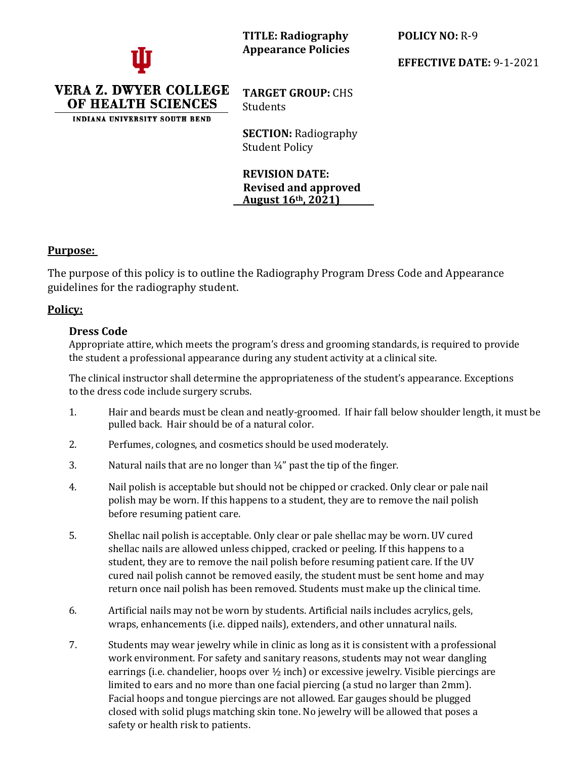**VERA Z. DWYER COLLEGE OF HEALTH SCIENCES**
INDIANA UNIVERSITY SOUTH BEND

**TITLE: Radiography Appearance Policies**

**POLICY NO:** R-9

**EFFECTIVE DATE:** 9-1-2021

**TARGET GROUP:** CHS Students

**SECTION:** Radiography Student Policy

**REVISION DATE:** **Revised and approved August 16th, 2021)**

## Purpose:

The purpose of this policy is to outline the Radiography Program Dress Code and Appearance guidelines for the radiography student.

## Policy:

### Dress Code

Appropriate attire, which meets the program's dress and grooming standards, is required to provide the student a professional appearance during any student activity at a clinical site.

The clinical instructor shall determine the appropriateness of the student's appearance. Exceptions to the dress code include surgery scrubs.

1. Hair and beards must be clean and neatly-groomed. If hair fall below shoulder length, it must be pulled back. Hair should be of a natural color.
2. Perfumes, colognes, and cosmetics should be used moderately.
3. Natural nails that are no longer than ¼" past the tip of the finger.
4. Nail polish is acceptable but should not be chipped or cracked. Only clear or pale nail polish may be worn. If this happens to a student, they are to remove the nail polish before resuming patient care.
5. Shellac nail polish is acceptable. Only clear or pale shellac may be worn. UV cured shellac nails are allowed unless chipped, cracked or peeling. If this happens to a student, they are to remove the nail polish before resuming patient care. If the UV cured nail polish cannot be removed easily, the student must be sent home and may return once nail polish has been removed. Students must make up the clinical time.
6. Artificial nails may not be worn by students. Artificial nails includes acrylics, gels, wraps, enhancements (i.e. dipped nails), extenders, and other unnatural nails.
7. Students may wear jewelry while in clinic as long as it is consistent with a professional work environment. For safety and sanitary reasons, students may not wear dangling earrings (i.e. chandelier, hoops over ½ inch) or excessive jewelry. Visible piercings are limited to ears and no more than one facial piercing (a stud no larger than 2mm). Facial hoops and tongue piercings are not allowed. Ear gauges should be plugged closed with solid plugs matching skin tone. No jewelry will be allowed that poses a safety or health risk to patients.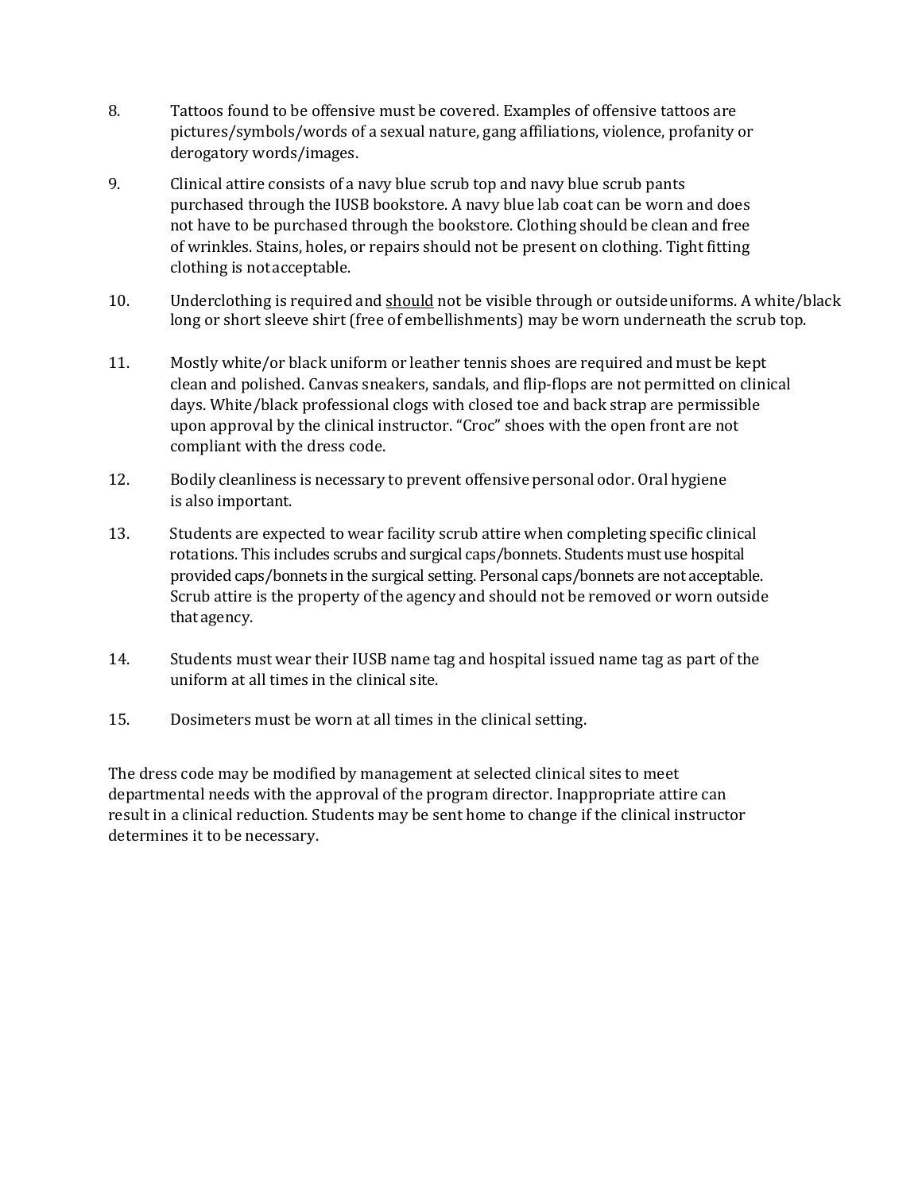8. Tattoos found to be offensive must be covered. Examples of offensive tattoos are pictures/symbols/words of a sexual nature, gang affiliations, violence, profanity or derogatory words/images.

9. Clinical attire consists of a navy blue scrub top and navy blue scrub pants purchased through the IUSB bookstore. A navy blue lab coat can be worn and does not have to be purchased through the bookstore. Clothing should be clean and free of wrinkles. Stains, holes, or repairs should not be present on clothing. Tight fitting clothing is not acceptable.

10. Underclothing is required and <u>should</u> not be visible through or outside uniforms. A white/black long or short sleeve shirt (free of embellishments) may be worn underneath the scrub top.

11. Mostly white/or black uniform or leather tennis shoes are required and must be kept clean and polished. Canvas sneakers, sandals, and flip-flops are not permitted on clinical days. White/black professional clogs with closed toe and back strap are permissible upon approval by the clinical instructor. "Croc" shoes with the open front are not compliant with the dress code.

12. Bodily cleanliness is necessary to prevent offensive personal odor. Oral hygiene is also important.

13. Students are expected to wear facility scrub attire when completing specific clinical rotations. This includes scrubs and surgical caps/bonnets. Students must use hospital provided caps/bonnets in the surgical setting. Personal caps/bonnets are not acceptable. Scrub attire is the property of the agency and should not be removed or worn outside that agency.

14. Students must wear their IUSB name tag and hospital issued name tag as part of the uniform at all times in the clinical site.

15. Dosimeters must be worn at all times in the clinical setting.

The dress code may be modified by management at selected clinical sites to meet departmental needs with the approval of the program director. Inappropriate attire can result in a clinical reduction. Students may be sent home to change if the clinical instructor determines it to be necessary.